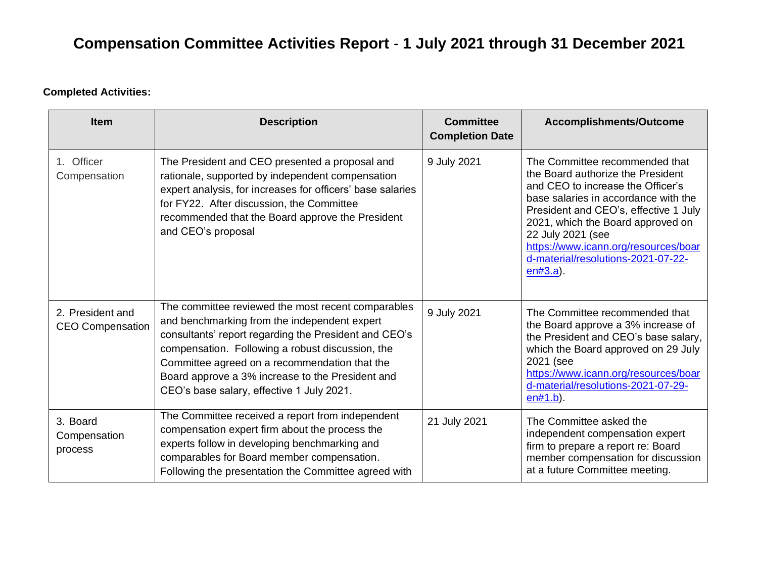# Compensation Committee Activities Report - 1 July 2021 through 31 December 2021

**Completed Activities:**

| Item | Description | Committee Completion Date | Accomplishments/Outcome |
| --- | --- | --- | --- |
| 1. Officer Compensation | The President and CEO presented a proposal and rationale, supported by independent compensation expert analysis, for increases for officers' base salaries for FY22. After discussion, the Committee recommended that the Board approve the President and CEO's proposal | 9 July 2021 | The Committee recommended that the Board authorize the President and CEO to increase the Officer's base salaries in accordance with the President and CEO's, effective 1 July 2021, which the Board approved on 22 July 2021 (see [https://www.icann.org/resources/board-material/resolutions-2021-07-22-en#3.a](https://www.icann.org/resources/board-material/resolutions-2021-07-22-en#3.a)). |
| 2. President and CEO Compensation | The committee reviewed the most recent comparables and benchmarking from the independent expert consultants' report regarding the President and CEO's compensation. Following a robust discussion, the Committee agreed on a recommendation that the Board approve a 3% increase to the President and CEO's base salary, effective 1 July 2021. | 9 July 2021 | The Committee recommended that the Board approve a 3% increase of the President and CEO's base salary, which the Board approved on 29 July 2021 (see [https://www.icann.org/resources/board-material/resolutions-2021-07-29-en#1.b](https://www.icann.org/resources/board-material/resolutions-2021-07-29-en#1.b)). |
| 3. Board Compensation process | The Committee received a report from independent compensation expert firm about the process the experts follow in developing benchmarking and comparables for Board member compensation. Following the presentation the Committee agreed with | 21 July 2021 | The Committee asked the independent compensation expert firm to prepare a report re: Board member compensation for discussion at a future Committee meeting. |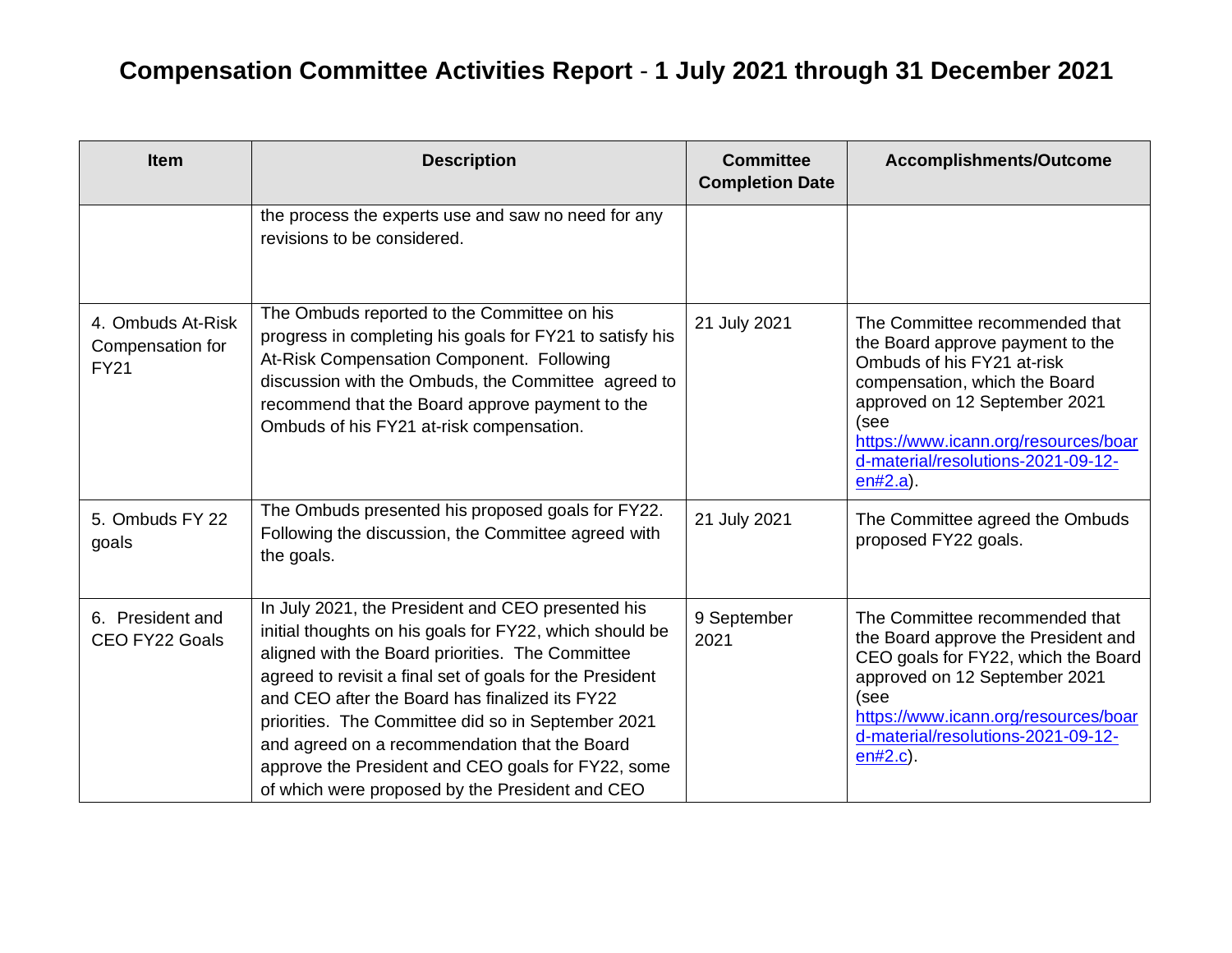# Compensation Committee Activities Report - 1 July 2021 through 31 December 2021

| Item | Description | Committee Completion Date | Accomplishments/Outcome |
|---|---|---|---|
| | the process the experts use and saw no need for any revisions to be considered. | | |
| 4. Ombuds At-Risk Compensation for FY21 | The Ombuds reported to the Committee on his progress in completing his goals for FY21 to satisfy his At-Risk Compensation Component. Following discussion with the Ombuds, the Committee agreed to recommend that the Board approve payment to the Ombuds of his FY21 at-risk compensation. | 21 July 2021 | The Committee recommended that the Board approve payment to the Ombuds of his FY21 at-risk compensation, which the Board approved on 12 September 2021 (see https://www.icann.org/resources/board-material/resolutions-2021-09-12-en#2.a). |
| 5. Ombuds FY 22 goals | The Ombuds presented his proposed goals for FY22. Following the discussion, the Committee agreed with the goals. | 21 July 2021 | The Committee agreed the Ombuds proposed FY22 goals. |
| 6. President and CEO FY22 Goals | In July 2021, the President and CEO presented his initial thoughts on his goals for FY22, which should be aligned with the Board priorities. The Committee agreed to revisit a final set of goals for the President and CEO after the Board has finalized its FY22 priorities. The Committee did so in September 2021 and agreed on a recommendation that the Board approve the President and CEO goals for FY22, some of which were proposed by the President and CEO | 9 September 2021 | The Committee recommended that the Board approve the President and CEO goals for FY22, which the Board approved on 12 September 2021 (see https://www.icann.org/resources/board-material/resolutions-2021-09-12-en#2.c). |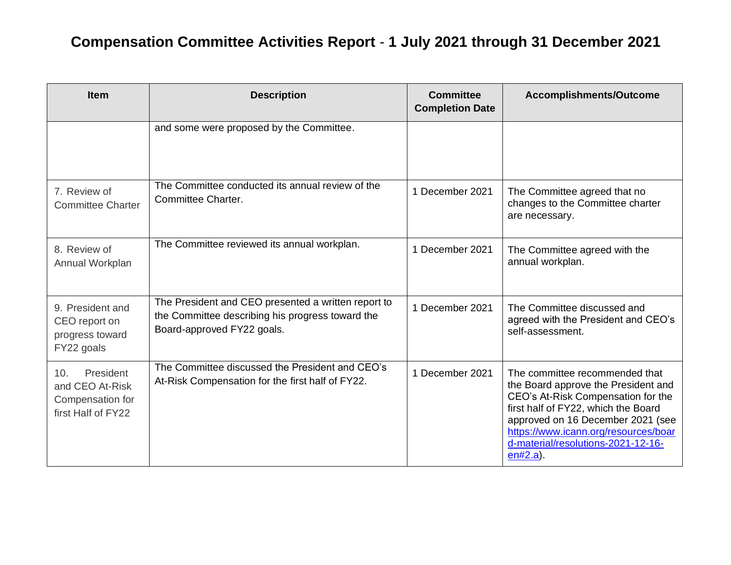# Compensation Committee Activities Report - 1 July 2021 through 31 December 2021

| Item | Description | Committee Completion Date | Accomplishments/Outcome |
|---|---|---|---|
| | and some were proposed by the Committee. | | |
| 7. Review of Committee Charter | The Committee conducted its annual review of the Committee Charter. | 1 December 2021 | The Committee agreed that no changes to the Committee charter are necessary. |
| 8. Review of Annual Workplan | The Committee reviewed its annual workplan. | 1 December 2021 | The Committee agreed with the annual workplan. |
| 9. President and CEO report on progress toward FY22 goals | The President and CEO presented a written report to the Committee describing his progress toward the Board-approved FY22 goals. | 1 December 2021 | The Committee discussed and agreed with the President and CEO's self-assessment. |
| 10. President and CEO At-Risk Compensation for first Half of FY22 | The Committee discussed the President and CEO's At-Risk Compensation for the first half of FY22. | 1 December 2021 | The committee recommended that the Board approve the President and CEO's At-Risk Compensation for the first half of FY22, which the Board approved on 16 December 2021 (see https://www.icann.org/resources/board-material/resolutions-2021-12-16-en#2.a). |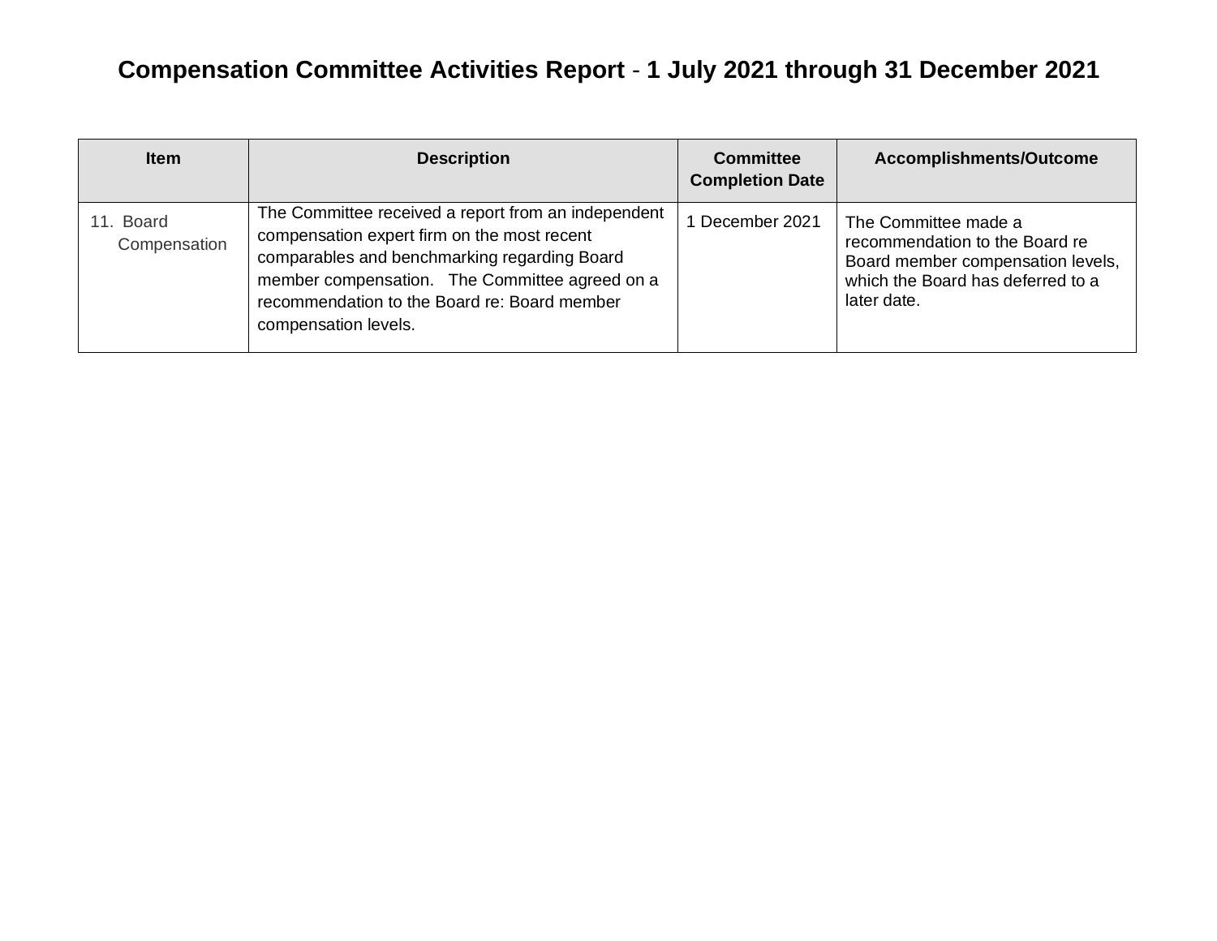# Compensation Committee Activities Report - 1 July 2021 through 31 December 2021

| Item | Description | Committee Completion Date | Accomplishments/Outcome |
|---|---|---|---|
| 11. Board Compensation | The Committee received a report from an independent compensation expert firm on the most recent comparables and benchmarking regarding Board member compensation. The Committee agreed on a recommendation to the Board re: Board member compensation levels. | 1 December 2021 | The Committee made a recommendation to the Board re Board member compensation levels, which the Board has deferred to a later date. |